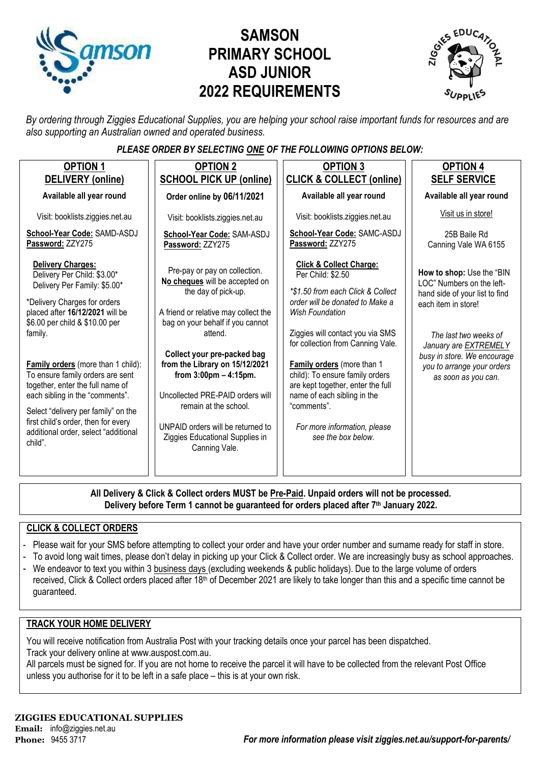# SAMSON PRIMARY SCHOOL ASD JUNIOR 2022 REQUIREMENTS

*By ordering through Ziggies Educational Supplies, you are helping your school raise important funds for resources and are also supporting an Australian owned and operated business.*

***PLEASE ORDER BY SELECTING ONE OF THE FOLLOWING OPTIONS BELOW:***

## OPTION 1 – DELIVERY (online)

**Available all year round**

Visit: booklists.ziggies.net.au

**School-Year Code:** SAMD-ASDJ
**Password:** ZZY275

**Delivery Charges:**
Delivery Per Child: $3.00*
Delivery Per Family: $5.00*

*Delivery Charges for orders placed after **16/12/2021** will be $6.00 per child & $10.00 per family.

**Family orders** (more than 1 child): To ensure family orders are sent together, enter the full name of each sibling in the "comments".

Select "delivery per family" on the first child's order, then for every additional order, select "additional child".

## OPTION 2 – SCHOOL PICK UP (online)

**Order online by 06/11/2021**

Visit: booklists.ziggies.net.au

**School-Year Code:** SAM-ASDJ
**Password:** ZZY275

Pre-pay or pay on collection. **No cheques** will be accepted on the day of pick-up.

A friend or relative may collect the bag on your behalf if you cannot attend.

**Collect your pre-packed bag from the Library on 15/12/2021 from 3:00pm – 4:15pm.**

Uncollected PRE-PAID orders will remain at the school.

UNPAID orders will be returned to Ziggies Educational Supplies in Canning Vale.

## OPTION 3 – CLICK & COLLECT (online)

**Available all year round**

Visit: booklists.ziggies.net.au

**School-Year Code:** SAMC-ASDJ
**Password:** ZZY275

**Click & Collect Charge:**
Per Child: $2.50

*\*$1.50 from each Click & Collect order will be donated to Make a Wish Foundation*

Ziggies will contact you via SMS for collection from Canning Vale.

**Family orders** (more than 1 child): To ensure family orders are kept together, enter the full name of each sibling in the "comments".

*For more information, please see the box below.*

## OPTION 4 – SELF SERVICE

**Available all year round**

Visit us in store!

25B Baile Rd
Canning Vale WA 6155

**How to shop:** Use the "BIN LOC" Numbers on the left-hand side of your list to find each item in store!

*The last two weeks of January are EXTREMELY busy in store. We encourage you to arrange your orders as soon as you can.*

---

**All Delivery & Click & Collect orders MUST be Pre-Paid. Unpaid orders will not be processed.**
**Delivery before Term 1 cannot be guaranteed for orders placed after 7th January 2022.**

## CLICK & COLLECT ORDERS

- Please wait for your SMS before attempting to collect your order and have your order number and surname ready for staff in store.
- To avoid long wait times, please don't delay in picking up your Click & Collect order. We are increasingly busy as school approaches.
- We endeavor to text you within 3 business days (excluding weekends & public holidays). Due to the large volume of orders received, Click & Collect orders placed after 18th of December 2021 are likely to take longer than this and a specific time cannot be guaranteed.

## TRACK YOUR HOME DELIVERY

You will receive notification from Australia Post with your tracking details once your parcel has been dispatched.
Track your delivery online at www.auspost.com.au.
All parcels must be signed for. If you are not home to receive the parcel it will have to be collected from the relevant Post Office unless you authorise for it to be left in a safe place – this is at your own risk.

**ZIGGIES EDUCATIONAL SUPPLIES**
**Email:** info@ziggies.net.au
**Phone:** 9455 3717

***For more information please visit ziggies.net.au/support-for-parents/***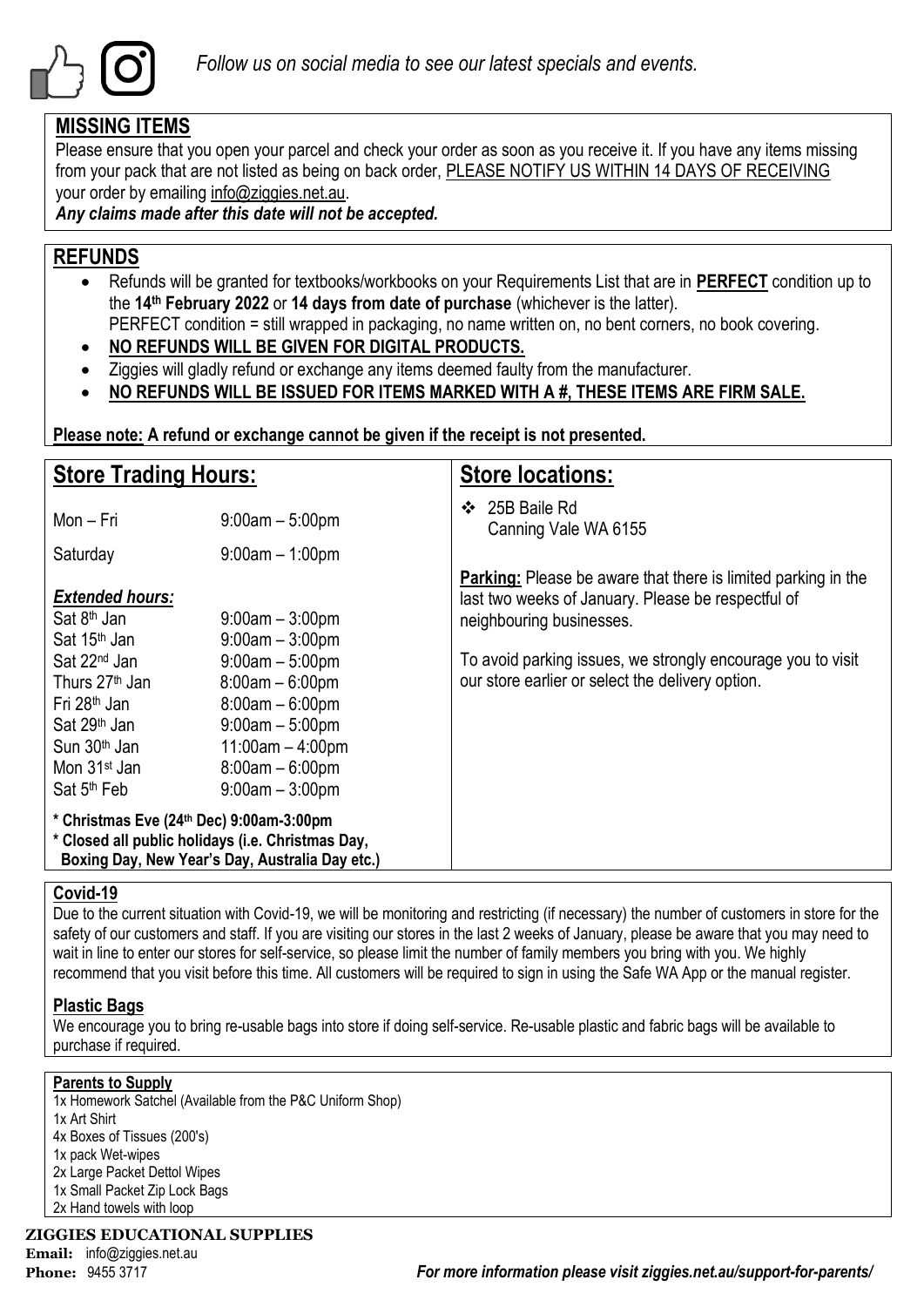*Follow us on social media to see our latest specials and events.*

## MISSING ITEMS

Please ensure that you open your parcel and check your order as soon as you receive it. If you have any items missing from your pack that are not listed as being on back order, PLEASE NOTIFY US WITHIN 14 DAYS OF RECEIVING your order by emailing info@ziggies.net.au.

***Any claims made after this date will not be accepted.***

## REFUNDS

- Refunds will be granted for textbooks/workbooks on your Requirements List that are in **PERFECT** condition up to the **14th February 2022** or **14 days from date of purchase** (whichever is the latter).
  PERFECT condition = still wrapped in packaging, no name written on, no bent corners, no book covering.
- **NO REFUNDS WILL BE GIVEN FOR DIGITAL PRODUCTS.**
- Ziggies will gladly refund or exchange any items deemed faulty from the manufacturer.
- **NO REFUNDS WILL BE ISSUED FOR ITEMS MARKED WITH A #, THESE ITEMS ARE FIRM SALE.**

**Please note: A refund or exchange cannot be given if the receipt is not presented.**

## Store Trading Hours:

| | |
|---|---|
| Mon – Fri | 9:00am – 5:00pm |
| Saturday | 9:00am – 1:00pm |

***Extended hours:***

| | |
|---|---|
| Sat 8th Jan | 9:00am – 3:00pm |
| Sat 15th Jan | 9:00am – 3:00pm |
| Sat 22nd Jan | 9:00am – 5:00pm |
| Thurs 27th Jan | 8:00am – 6:00pm |
| Fri 28th Jan | 8:00am – 6:00pm |
| Sat 29th Jan | 9:00am – 5:00pm |
| Sun 30th Jan | 11:00am – 4:00pm |
| Mon 31st Jan | 8:00am – 6:00pm |
| Sat 5th Feb | 9:00am – 3:00pm |

**\* Christmas Eve (24th Dec) 9:00am-3:00pm**
**\* Closed all public holidays (i.e. Christmas Day, Boxing Day, New Year's Day, Australia Day etc.)**

## Store locations:

- 25B Baile Rd
  Canning Vale WA 6155

**Parking:** Please be aware that there is limited parking in the last two weeks of January. Please be respectful of neighbouring businesses.

To avoid parking issues, we strongly encourage you to visit our store earlier or select the delivery option.

## Covid-19

Due to the current situation with Covid-19, we will be monitoring and restricting (if necessary) the number of customers in store for the safety of our customers and staff. If you are visiting our stores in the last 2 weeks of January, please be aware that you may need to wait in line to enter our stores for self-service, so please limit the number of family members you bring with you. We highly recommend that you visit before this time. All customers will be required to sign in using the Safe WA App or the manual register.

## Plastic Bags

We encourage you to bring re-usable bags into store if doing self-service. Re-usable plastic and fabric bags will be available to purchase if required.

## Parents to Supply

1x Homework Satchel (Available from the P&C Uniform Shop)
1x Art Shirt
4x Boxes of Tissues (200's)
1x pack Wet-wipes
2x Large Packet Dettol Wipes
1x Small Packet Zip Lock Bags
2x Hand towels with loop

**ZIGGIES EDUCATIONAL SUPPLIES**
**Email:** info@ziggies.net.au
**Phone:** 9455 3717

***For more information please visit ziggies.net.au/support-for-parents/***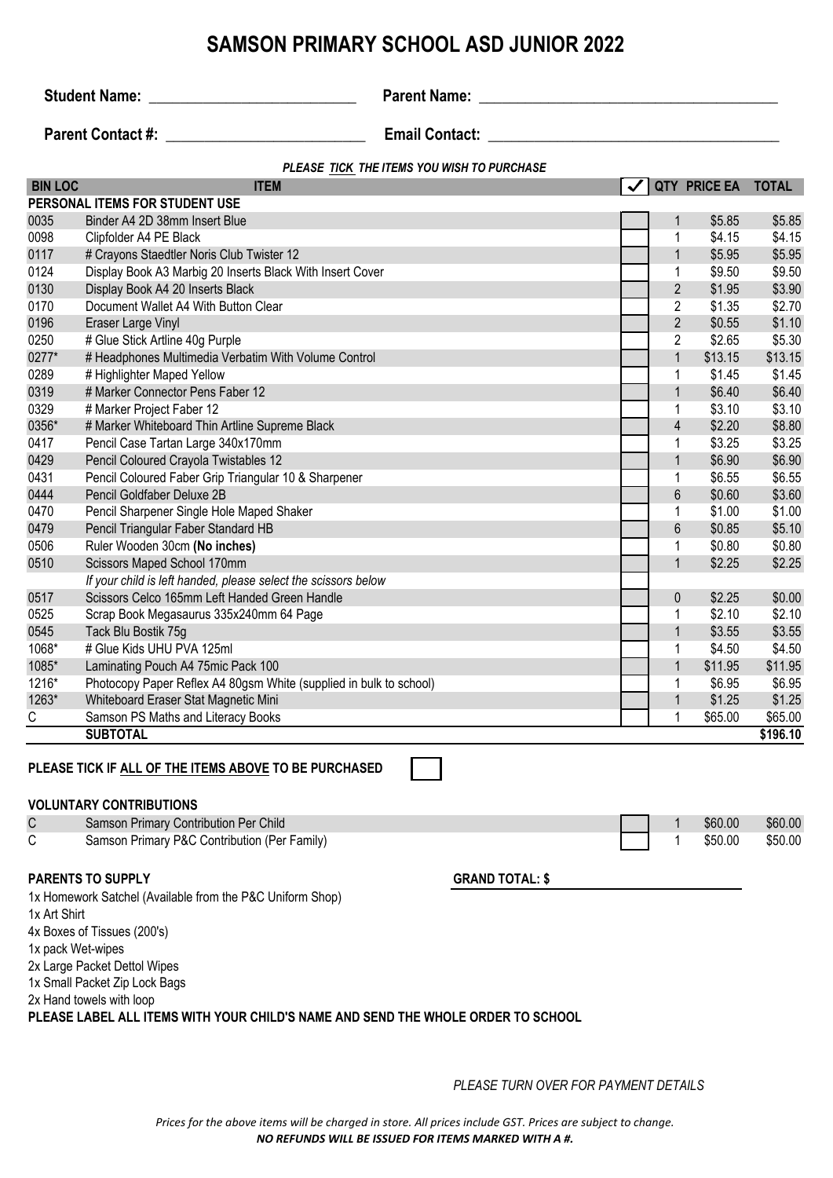# SAMSON PRIMARY SCHOOL ASD JUNIOR 2022

**Student Name:** ___________________________ **Parent Name:** ________________________________________

**Parent Contact #:** _________________________ **Email Contact:** _____________________________________

*PLEASE TICK THE ITEMS YOU WISH TO PURCHASE*

| BIN LOC | ITEM | ✓ | QTY | PRICE EA | TOTAL |
|---|---|---|---|---|---|
| **PERSONAL ITEMS FOR STUDENT USE** | | | | | |
| 0035 | Binder A4 2D 38mm Insert Blue | | 1 | $5.85 | $5.85 |
| 0098 | Clipfolder A4 PE Black | | 1 | $4.15 | $4.15 |
| 0117 | # Crayons Staedtler Noris Club Twister 12 | | 1 | $5.95 | $5.95 |
| 0124 | Display Book A3 Marbig 20 Inserts Black With Insert Cover | | 1 | $9.50 | $9.50 |
| 0130 | Display Book A4 20 Inserts Black | | 2 | $1.95 | $3.90 |
| 0170 | Document Wallet A4 With Button Clear | | 2 | $1.35 | $2.70 |
| 0196 | Eraser Large Vinyl | | 2 | $0.55 | $1.10 |
| 0250 | # Glue Stick Artline 40g Purple | | 2 | $2.65 | $5.30 |
| 0277* | # Headphones Multimedia Verbatim With Volume Control | | 1 | $13.15 | $13.15 |
| 0289 | # Highlighter Maped Yellow | | 1 | $1.45 | $1.45 |
| 0319 | # Marker Connector Pens Faber 12 | | 1 | $6.40 | $6.40 |
| 0329 | # Marker Project Faber 12 | | 1 | $3.10 | $3.10 |
| 0356* | # Marker Whiteboard Thin Artline Supreme Black | | 4 | $2.20 | $8.80 |
| 0417 | Pencil Case Tartan Large 340x170mm | | 1 | $3.25 | $3.25 |
| 0429 | Pencil Coloured Crayola Twistables 12 | | 1 | $6.90 | $6.90 |
| 0431 | Pencil Coloured Faber Grip Triangular 10 & Sharpener | | 1 | $6.55 | $6.55 |
| 0444 | Pencil Goldfaber Deluxe 2B | | 6 | $0.60 | $3.60 |
| 0470 | Pencil Sharpener Single Hole Maped Shaker | | 1 | $1.00 | $1.00 |
| 0479 | Pencil Triangular Faber Standard HB | | 6 | $0.85 | $5.10 |
| 0506 | Ruler Wooden 30cm **(No inches)** | | 1 | $0.80 | $0.80 |
| 0510 | Scissors Maped School 170mm | | 1 | $2.25 | $2.25 |
| | *If your child is left handed, please select the scissors below* | | | | |
| 0517 | Scissors Celco 165mm Left Handed Green Handle | | 0 | $2.25 | $0.00 |
| 0525 | Scrap Book Megasaurus 335x240mm 64 Page | | 1 | $2.10 | $2.10 |
| 0545 | Tack Blu Bostik 75g | | 1 | $3.55 | $3.55 |
| 1068* | # Glue Kids UHU PVA 125ml | | 1 | $4.50 | $4.50 |
| 1085* | Laminating Pouch A4 75mic Pack 100 | | 1 | $11.95 | $11.95 |
| 1216* | Photocopy Paper Reflex A4 80gsm White (supplied in bulk to school) | | 1 | $6.95 | $6.95 |
| 1263* | Whiteboard Eraser Stat Magnetic Mini | | 1 | $1.25 | $1.25 |
| C | Samson PS Maths and Literacy Books | | 1 | $65.00 | $65.00 |
| | **SUBTOTAL** | | | | **$196.10** |

**PLEASE TICK IF ALL OF THE ITEMS ABOVE TO BE PURCHASED** ☐

**VOLUNTARY CONTRIBUTIONS**

| | | ✓ | QTY | PRICE EA | TOTAL |
|---|---|---|---|---|---|
| C | Samson Primary Contribution Per Child | | 1 | $60.00 | $60.00 |
| C | Samson Primary P&C Contribution (Per Family) | | 1 | $50.00 | $50.00 |

**PARENTS TO SUPPLY**

**GRAND TOTAL: $** ____________________

1x Homework Satchel (Available from the P&C Uniform Shop)
1x Art Shirt
4x Boxes of Tissues (200's)
1x pack Wet-wipes
2x Large Packet Dettol Wipes
1x Small Packet Zip Lock Bags
2x Hand towels with loop

**PLEASE LABEL ALL ITEMS WITH YOUR CHILD'S NAME AND SEND THE WHOLE ORDER TO SCHOOL**

*PLEASE TURN OVER FOR PAYMENT DETAILS*

*Prices for the above items will be charged in store. All prices include GST. Prices are subject to change.*
***NO REFUNDS WILL BE ISSUED FOR ITEMS MARKED WITH A #.***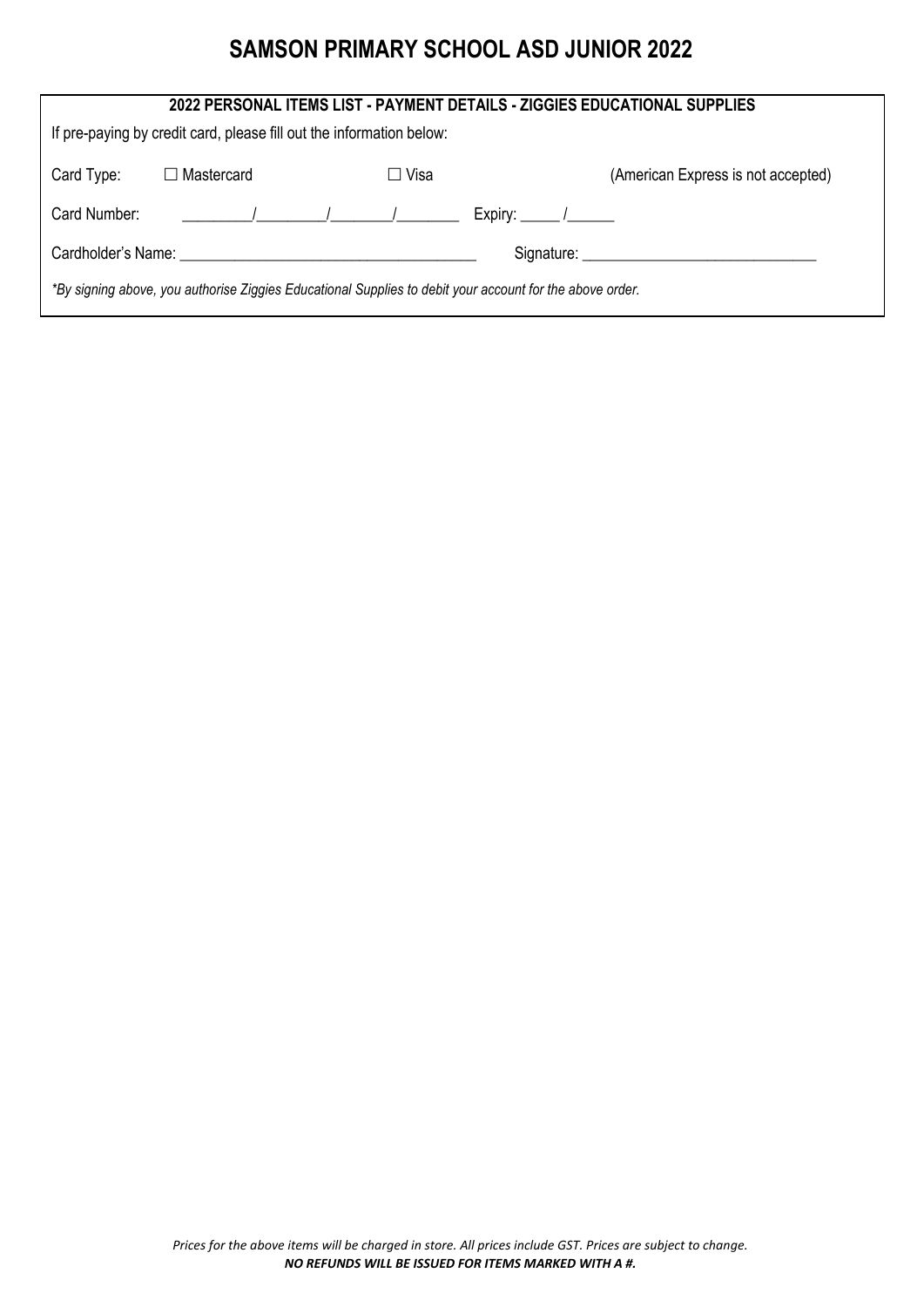# SAMSON PRIMARY SCHOOL ASD JUNIOR 2022

**2022 PERSONAL ITEMS LIST - PAYMENT DETAILS - ZIGGIES EDUCATIONAL SUPPLIES**

If pre-paying by credit card, please fill out the information below:

Card Type: ☐ Mastercard ☐ Visa (American Express is not accepted)

Card Number: _________/_________/________/________ Expiry: _____ /______

Cardholder's Name: ______________________________________ Signature: ______________________________

*\*By signing above, you authorise Ziggies Educational Supplies to debit your account for the above order.*

*Prices for the above items will be charged in store. All prices include GST. Prices are subject to change.*

***NO REFUNDS WILL BE ISSUED FOR ITEMS MARKED WITH A #.***